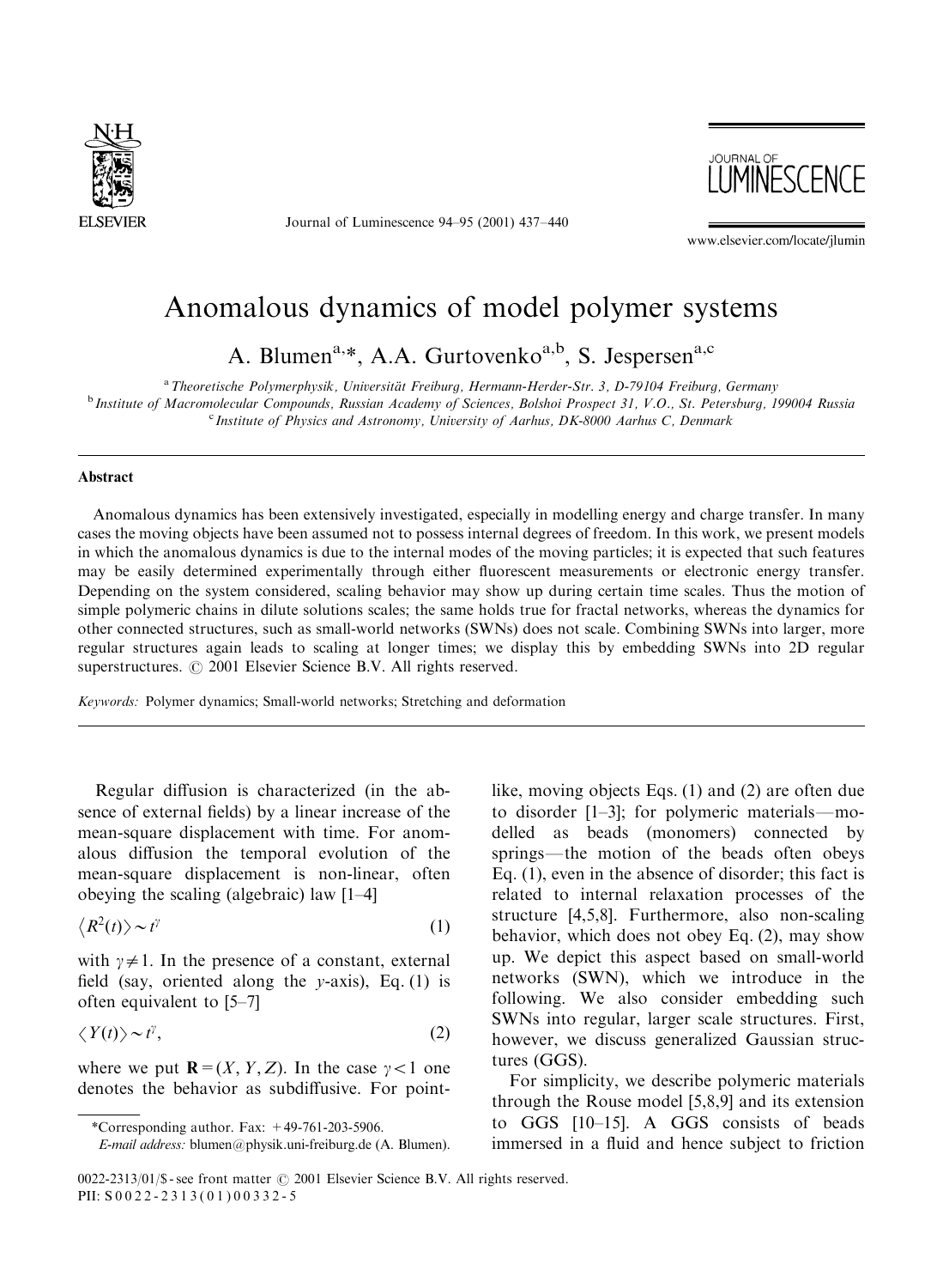# Anomalous dynamics of model polymer systems

A. Blumen[a,*], A.A. Gurtovenko[a,b], S. Jespersen[a,c]

[a] Theoretische Polymerphysik, Universität Freiburg, Hermann-Herder-Str. 3, D-79104 Freiburg, Germany
[b] Institute of Macromolecular Compounds, Russian Academy of Sciences, Bolshoi Prospect 31, V.O., St. Petersburg, 199004 Russia
[c] Institute of Physics and Astronomy, University of Aarhus, DK-8000 Aarhus C, Denmark

## Abstract

Anomalous dynamics has been extensively investigated, especially in modelling energy and charge transfer. In many cases the moving objects have been assumed not to possess internal degrees of freedom. In this work, we present models in which the anomalous dynamics is due to the internal modes of the moving particles; it is expected that such features may be easily determined experimentally through either fluorescent measurements or electronic energy transfer. Depending on the system considered, scaling behavior may show up during certain time scales. Thus the motion of simple polymeric chains in dilute solutions scales; the same holds true for fractal networks, whereas the dynamics for other connected structures, such as small-world networks (SWNs) does not scale. Combining SWNs into larger, more regular structures again leads to scaling at longer times; we display this by embedding SWNs into 2D regular superstructures. © 2001 Elsevier Science B.V. All rights reserved.

*Keywords:* Polymer dynamics; Small-world networks; Stretching and deformation

---

Regular diffusion is characterized (in the absence of external fields) by a linear increase of the mean-square displacement with time. For anomalous diffusion the temporal evolution of the mean-square displacement is non-linear, often obeying the scaling (algebraic) law [1–4]

$$\langle R^2(t)\rangle \sim t^{\gamma} \tag{1}$$

with $\gamma \neq 1$. In the presence of a constant, external field (say, oriented along the $y$-axis), Eq. (1) is often equivalent to [5–7]

$$\langle Y(t)\rangle \sim t^{\gamma}, \tag{2}$$

where we put $\mathbf{R} = (X, Y, Z)$. In the case $\gamma < 1$ one denotes the behavior as subdiffusive. For point-like, moving objects Eqs. (1) and (2) are often due to disorder [1–3]; for polymeric materials—modelled as beads (monomers) connected by springs—the motion of the beads often obeys Eq. (1), even in the absence of disorder; this fact is related to internal relaxation processes of the structure [4,5,8]. Furthermore, also non-scaling behavior, which does not obey Eq. (2), may show up. We depict this aspect based on small-world networks (SWN), which we introduce in the following. We also consider embedding such SWNs into regular, larger scale structures. First, however, we discuss generalized Gaussian structures (GGS).

For simplicity, we describe polymeric materials through the Rouse model [5,8,9] and its extension to GGS [10–15]. A GGS consists of beads immersed in a fluid and hence subject to friction

*Corresponding author. Fax: +49-761-203-5906.
*E-mail address:* blumen@physik.uni-freiburg.de (A. Blumen).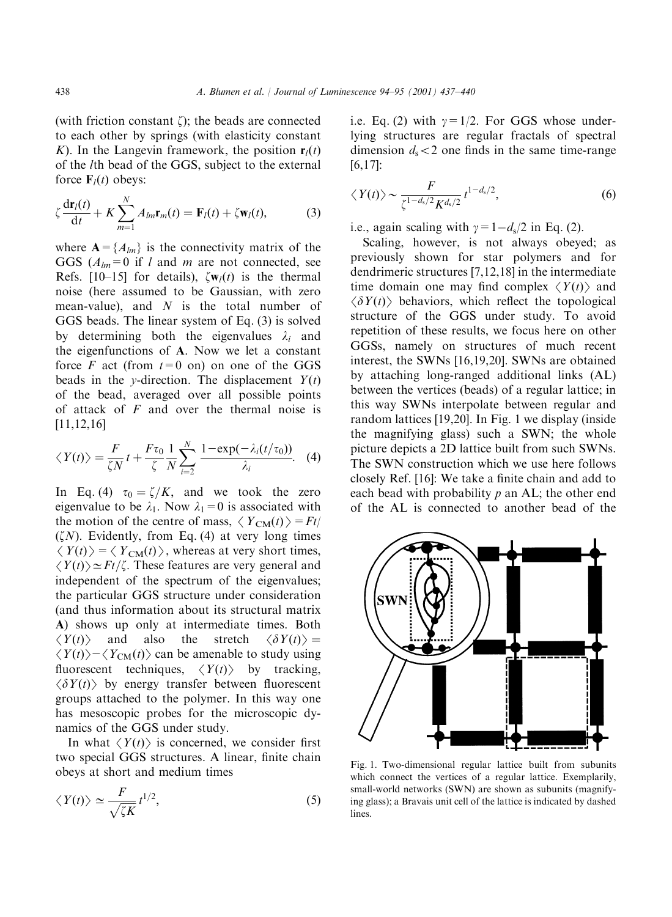(with friction constant $\zeta$); the beads are connected to each other by springs (with elasticity constant $K$). In the Langevin framework, the position $\mathbf{r}_l(t)$ of the $l$th bead of the GGS, subject to the external force $\mathbf{F}_l(t)$ obeys:

$$\zeta \frac{\mathrm{d}\mathbf{r}_l(t)}{\mathrm{d}t} + K \sum_{m=1}^{N} A_{lm}\mathbf{r}_m(t) = \mathbf{F}_l(t) + \zeta \mathbf{w}_l(t), \tag{3}$$

where $\mathbf{A} = \{A_{lm}\}$ is the connectivity matrix of the GGS ($A_{lm} = 0$ if $l$ and $m$ are not connected, see Refs. [10–15] for details), $\zeta \mathbf{w}_l(t)$ is the thermal noise (here assumed to be Gaussian, with zero mean-value), and $N$ is the total number of GGS beads. The linear system of Eq. (3) is solved by determining both the eigenvalues $\lambda_i$ and the eigenfunctions of $\mathbf{A}$. Now we let a constant force $F$ act (from $t = 0$ on) on one of the GGS beads in the $y$-direction. The displacement $Y(t)$ of the bead, averaged over all possible points of attack of $F$ and over the thermal noise is [11,12,16]

$$\langle Y(t) \rangle = \frac{F}{\zeta N} t + \frac{F\tau_0}{\zeta} \frac{1}{N} \sum_{i=2}^{N} \frac{1 - \exp(-\lambda_i (t/\tau_0))}{\lambda_i}. \tag{4}$$

In Eq. (4) $\tau_0 = \zeta/K$, and we took the zero eigenvalue to be $\lambda_1$. Now $\lambda_1 = 0$ is associated with the motion of the centre of mass, $\langle Y_{\mathrm{CM}}(t) \rangle = Ft/(\zeta N)$. Evidently, from Eq. (4) at very long times $\langle Y(t) \rangle = \langle Y_{\mathrm{CM}}(t) \rangle$, whereas at very short times, $\langle Y(t) \rangle \simeq Ft/\zeta$. These features are very general and independent of the spectrum of the eigenvalues; the particular GGS structure under consideration (and thus information about its structural matrix $\mathbf{A}$) shows up only at intermediate times. Both $\langle Y(t) \rangle$ and also the stretch $\langle \delta Y(t) \rangle = \langle Y(t) \rangle - \langle Y_{\mathrm{CM}}(t) \rangle$ can be amenable to study using fluorescent techniques, $\langle Y(t) \rangle$ by tracking, $\langle \delta Y(t) \rangle$ by energy transfer between fluorescent groups attached to the polymer. In this way one has mesoscopic probes for the microscopic dynamics of the GGS under study.

In what $\langle Y(t) \rangle$ is concerned, we consider first two special GGS structures. A linear, finite chain obeys at short and medium times

$$\langle Y(t) \rangle \simeq \frac{F}{\sqrt{\zeta K}} t^{1/2}, \tag{5}$$

i.e. Eq. (2) with $\gamma = 1/2$. For GGS whose underlying structures are regular fractals of spectral dimension $d_s < 2$ one finds in the same time-range [6,17]:

$$\langle Y(t) \rangle \sim \frac{F}{\zeta^{1-d_s/2} K^{d_s/2}} t^{1-d_s/2}, \tag{6}$$

i.e., again scaling with $\gamma = 1 - d_s/2$ in Eq. (2).

Scaling, however, is not always obeyed; as previously shown for star polymers and for dendrimeric structures [7,12,18] in the intermediate time domain one may find complex $\langle Y(t) \rangle$ and $\langle \delta Y(t) \rangle$ behaviors, which reflect the topological structure of the GGS under study. To avoid repetition of these results, we focus here on other GGSs, namely on structures of much recent interest, the SWNs [16,19,20]. SWNs are obtained by attaching long-ranged additional links (AL) between the vertices (beads) of a regular lattice; in this way SWNs interpolate between regular and random lattices [19,20]. In Fig. 1 we display (inside the magnifying glass) such a SWN; the whole picture depicts a 2D lattice built from such SWNs. The SWN construction which we use here follows closely Ref. [16]: We take a finite chain and add to each bead with probability $p$ an AL; the other end of the AL is connected to another bead of the

Fig. 1. Two-dimensional regular lattice built from subunits which connect the vertices of a regular lattice. Exemplarily, small-world networks (SWN) are shown as subunits (magnifying glass); a Bravais unit cell of the lattice is indicated by dashed lines.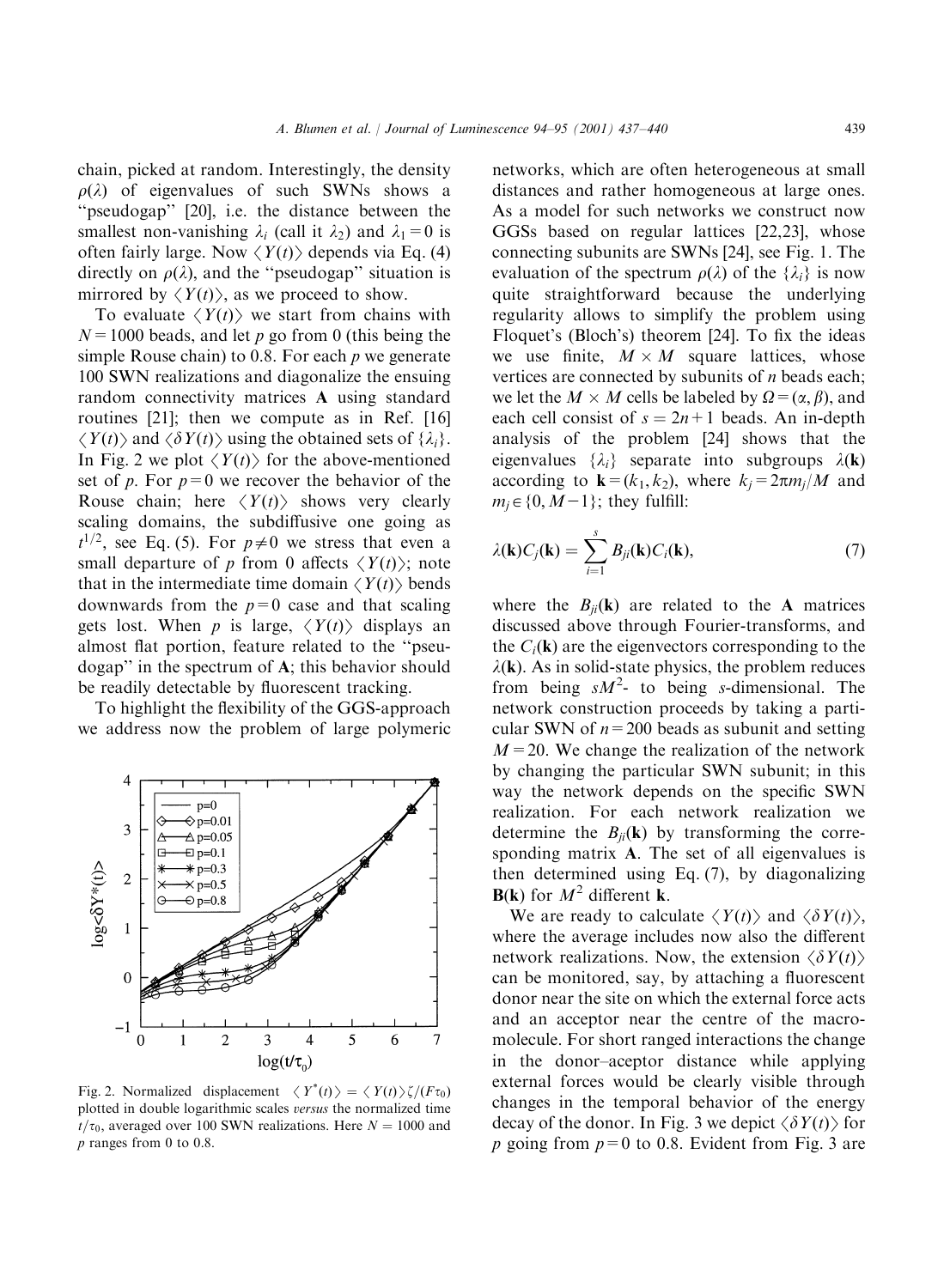chain, picked at random. Interestingly, the density $\rho(\lambda)$ of eigenvalues of such SWNs shows a "pseudogap" [20], i.e. the distance between the smallest non-vanishing $\lambda_i$ (call it $\lambda_2$) and $\lambda_1 = 0$ is often fairly large. Now $\langle Y(t) \rangle$ depends via Eq. (4) directly on $\rho(\lambda)$, and the "pseudogap" situation is mirrored by $\langle Y(t) \rangle$, as we proceed to show.

To evaluate $\langle Y(t) \rangle$ we start from chains with $N = 1000$ beads, and let $p$ go from 0 (this being the simple Rouse chain) to 0.8. For each $p$ we generate 100 SWN realizations and diagonalize the ensuing random connectivity matrices $\mathbf{A}$ using standard routines [21]; then we compute as in Ref. [16] $\langle Y(t) \rangle$ and $\langle \delta Y(t) \rangle$ using the obtained sets of $\{\lambda_i\}$. In Fig. 2 we plot $\langle Y(t) \rangle$ for the above-mentioned set of $p$. For $p = 0$ we recover the behavior of the Rouse chain; here $\langle Y(t) \rangle$ shows very clearly scaling domains, the subdiffusive one going as $t^{1/2}$, see Eq. (5). For $p \neq 0$ we stress that even a small departure of $p$ from 0 affects $\langle Y(t) \rangle$; note that in the intermediate time domain $\langle Y(t) \rangle$ bends downwards from the $p = 0$ case and that scaling gets lost. When $p$ is large, $\langle Y(t) \rangle$ displays an almost flat portion, feature related to the "pseudogap" in the spectrum of $\mathbf{A}$; this behavior should be readily detectable by fluorescent tracking.

To highlight the flexibility of the GGS-approach we address now the problem of large polymeric

Fig. 2. Normalized displacement $\langle Y^*(t) \rangle = \langle Y(t) \rangle \zeta / (F\tau_0)$ plotted in double logarithmic scales *versus* the normalized time $t/\tau_0$, averaged over 100 SWN realizations. Here $N = 1000$ and $p$ ranges from 0 to 0.8.

networks, which are often heterogeneous at small distances and rather homogeneous at large ones. As a model for such networks we construct now GGSs based on regular lattices [22,23], whose connecting subunits are SWNs [24], see Fig. 1. The evaluation of the spectrum $\rho(\lambda)$ of the $\{\lambda_i\}$ is now quite straightforward because the underlying regularity allows to simplify the problem using Floquet's (Bloch's) theorem [24]. To fix the ideas we use finite, $M \times M$ square lattices, whose vertices are connected by subunits of $n$ beads each; we let the $M \times M$ cells be labeled by $\Omega = (\alpha, \beta)$, and each cell consist of $s = 2n + 1$ beads. An in-depth analysis of the problem [24] shows that the eigenvalues $\{\lambda_i\}$ separate into subgroups $\lambda(\mathbf{k})$ according to $\mathbf{k} = (k_1, k_2)$, where $k_j = 2\pi m_j / M$ and $m_j \in \{0, M-1\}$; they fulfill:

$$\lambda(\mathbf{k}) C_j(\mathbf{k}) = \sum_{i=1}^{s} B_{ji}(\mathbf{k}) C_i(\mathbf{k}), \tag{7}$$

where the $B_{ji}(\mathbf{k})$ are related to the $\mathbf{A}$ matrices discussed above through Fourier-transforms, and the $C_i(\mathbf{k})$ are the eigenvectors corresponding to the $\lambda(\mathbf{k})$. As in solid-state physics, the problem reduces from being $sM^2$- to being $s$-dimensional. The network construction proceeds by taking a particular SWN of $n = 200$ beads as subunit and setting $M = 20$. We change the realization of the network by changing the particular SWN subunit; in this way the network depends on the specific SWN realization. For each network realization we determine the $B_{ji}(\mathbf{k})$ by transforming the corresponding matrix $\mathbf{A}$. The set of all eigenvalues is then determined using Eq. (7), by diagonalizing $\mathbf{B}(\mathbf{k})$ for $M^2$ different $\mathbf{k}$.

We are ready to calculate $\langle Y(t) \rangle$ and $\langle \delta Y(t) \rangle$, where the average includes now also the different network realizations. Now, the extension $\langle \delta Y(t) \rangle$ can be monitored, say, by attaching a fluorescent donor near the site on which the external force acts and an acceptor near the centre of the macromolecule. For short ranged interactions the change in the donor–aceptor distance while applying external forces would be clearly visible through changes in the temporal behavior of the energy decay of the donor. In Fig. 3 we depict $\langle \delta Y(t) \rangle$ for $p$ going from $p = 0$ to 0.8. Evident from Fig. 3 are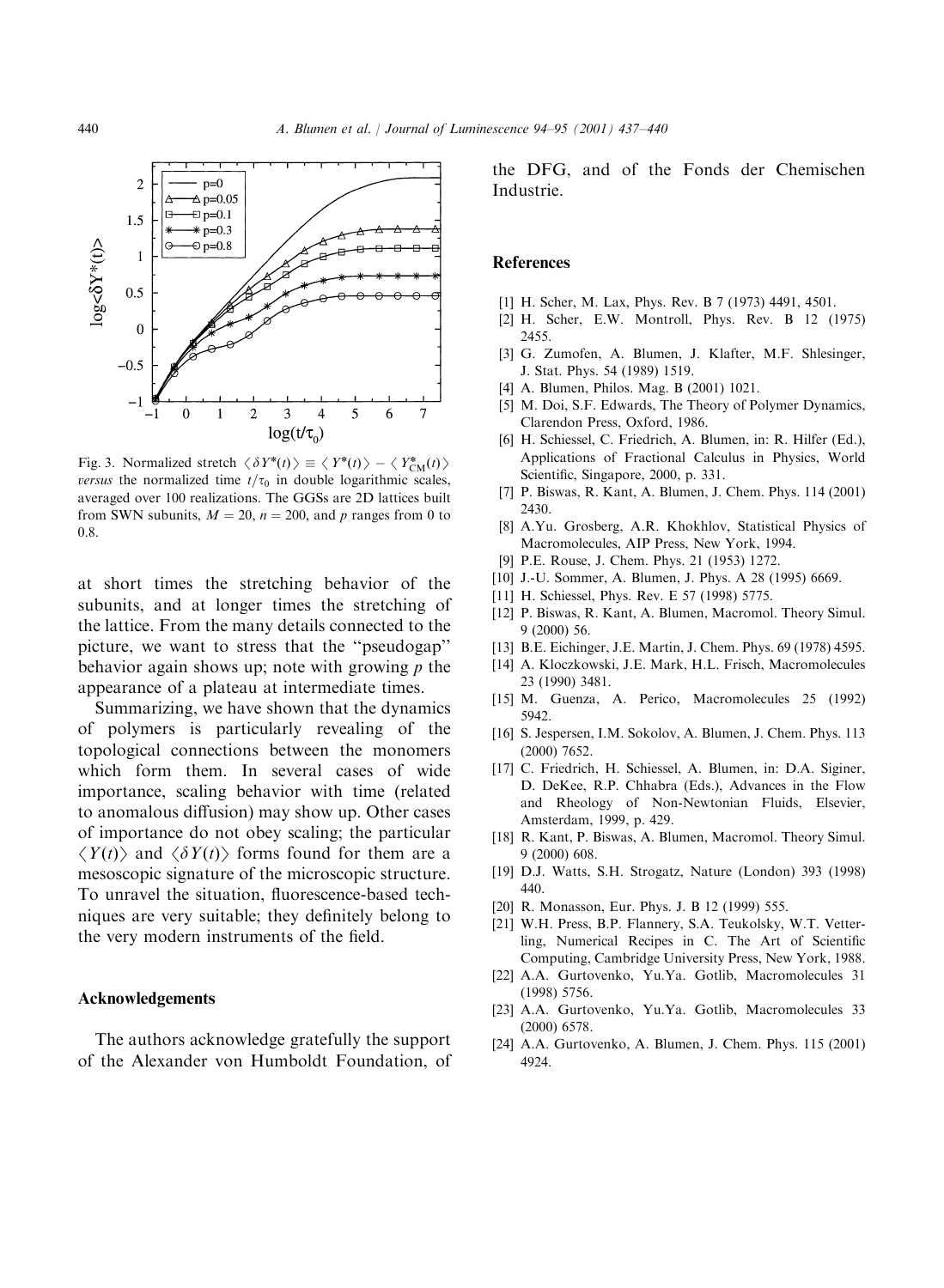p=0
p=0.05
p=0.1
p=0.3
p=0.8

$\log\langle\delta Y^*(t)\rangle$

2
1.5
1
0.5
0
−0.5
−1

−1 0 1 2 3 4 5 6 7

$\log(t/\tau_0)$

Fig. 3. Normalized stretch $\langle \delta Y^*(t) \rangle \equiv \langle Y^*(t) \rangle - \langle Y^*_{CM}(t) \rangle$ *versus* the normalized time $t/\tau_0$ in double logarithmic scales, averaged over 100 realizations. The GGSs are 2D lattices built from SWN subunits, $M = 20$, $n = 200$, and $p$ ranges from 0 to 0.8.

at short times the stretching behavior of the subunits, and at longer times the stretching of the lattice. From the many details connected to the picture, we want to stress that the "pseudogap" behavior again shows up; note with growing $p$ the appearance of a plateau at intermediate times.

Summarizing, we have shown that the dynamics of polymers is particularly revealing of the topological connections between the monomers which form them. In several cases of wide importance, scaling behavior with time (related to anomalous diffusion) may show up. Other cases of importance do not obey scaling; the particular $\langle Y(t) \rangle$ and $\langle \delta Y(t) \rangle$ forms found for them are a mesoscopic signature of the microscopic structure. To unravel the situation, fluorescence-based techniques are very suitable; they definitely belong to the very modern instruments of the field.

## Acknowledgements

The authors acknowledge gratefully the support of the Alexander von Humboldt Foundation, of the DFG, and of the Fonds der Chemischen Industrie.

## References

[1] H. Scher, M. Lax, Phys. Rev. B 7 (1973) 4491, 4501.
[2] H. Scher, E.W. Montroll, Phys. Rev. B 12 (1975) 2455.
[3] G. Zumofen, A. Blumen, J. Klafter, M.F. Shlesinger, J. Stat. Phys. 54 (1989) 1519.
[4] A. Blumen, Philos. Mag. B (2001) 1021.
[5] M. Doi, S.F. Edwards, The Theory of Polymer Dynamics, Clarendon Press, Oxford, 1986.
[6] H. Schiessel, C. Friedrich, A. Blumen, in: R. Hilfer (Ed.), Applications of Fractional Calculus in Physics, World Scientific, Singapore, 2000, p. 331.
[7] P. Biswas, R. Kant, A. Blumen, J. Chem. Phys. 114 (2001) 2430.
[8] A.Yu. Grosberg, A.R. Khokhlov, Statistical Physics of Macromolecules, AIP Press, New York, 1994.
[9] P.E. Rouse, J. Chem. Phys. 21 (1953) 1272.
[10] J.-U. Sommer, A. Blumen, J. Phys. A 28 (1995) 6669.
[11] H. Schiessel, Phys. Rev. E 57 (1998) 5775.
[12] P. Biswas, R. Kant, A. Blumen, Macromol. Theory Simul. 9 (2000) 56.
[13] B.E. Eichinger, J.E. Martin, J. Chem. Phys. 69 (1978) 4595.
[14] A. Kloczkowski, J.E. Mark, H.L. Frisch, Macromolecules 23 (1990) 3481.
[15] M. Guenza, A. Perico, Macromolecules 25 (1992) 5942.
[16] S. Jespersen, I.M. Sokolov, A. Blumen, J. Chem. Phys. 113 (2000) 7652.
[17] C. Friedrich, H. Schiessel, A. Blumen, in: D.A. Siginer, D. DeKee, R.P. Chhabra (Eds.), Advances in the Flow and Rheology of Non-Newtonian Fluids, Elsevier, Amsterdam, 1999, p. 429.
[18] R. Kant, P. Biswas, A. Blumen, Macromol. Theory Simul. 9 (2000) 608.
[19] D.J. Watts, S.H. Strogatz, Nature (London) 393 (1998) 440.
[20] R. Monasson, Eur. Phys. J. B 12 (1999) 555.
[21] W.H. Press, B.P. Flannery, S.A. Teukolsky, W.T. Vetterling, Numerical Recipes in C. The Art of Scientific Computing, Cambridge University Press, New York, 1988.
[22] A.A. Gurtovenko, Yu.Ya. Gotlib, Macromolecules 31 (1998) 5756.
[23] A.A. Gurtovenko, Yu.Ya. Gotlib, Macromolecules 33 (2000) 6578.
[24] A.A. Gurtovenko, A. Blumen, J. Chem. Phys. 115 (2001) 4924.